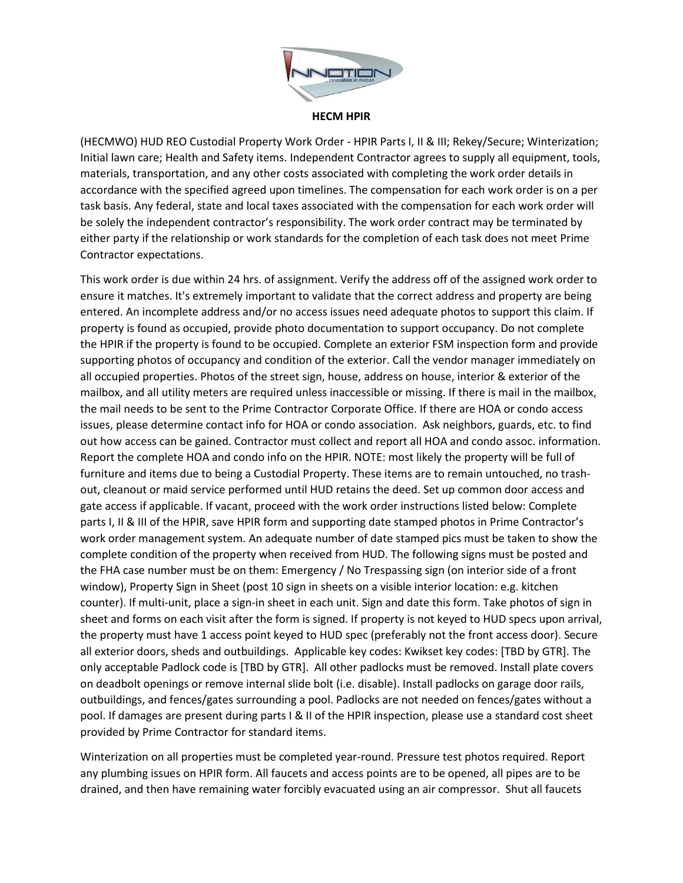**HECM HPIR**

(HECMWO) HUD REO Custodial Property Work Order - HPIR Parts I, II & III; Rekey/Secure; Winterization; Initial lawn care; Health and Safety items. Independent Contractor agrees to supply all equipment, tools, materials, transportation, and any other costs associated with completing the work order details in accordance with the specified agreed upon timelines. The compensation for each work order is on a per task basis. Any federal, state and local taxes associated with the compensation for each work order will be solely the independent contractor's responsibility. The work order contract may be terminated by either party if the relationship or work standards for the completion of each task does not meet Prime Contractor expectations.

This work order is due within 24 hrs. of assignment. Verify the address off of the assigned work order to ensure it matches. It's extremely important to validate that the correct address and property are being entered. An incomplete address and/or no access issues need adequate photos to support this claim. If property is found as occupied, provide photo documentation to support occupancy. Do not complete the HPIR if the property is found to be occupied. Complete an exterior FSM inspection form and provide supporting photos of occupancy and condition of the exterior. Call the vendor manager immediately on all occupied properties. Photos of the street sign, house, address on house, interior & exterior of the mailbox, and all utility meters are required unless inaccessible or missing. If there is mail in the mailbox, the mail needs to be sent to the Prime Contractor Corporate Office. If there are HOA or condo access issues, please determine contact info for HOA or condo association. Ask neighbors, guards, etc. to find out how access can be gained. Contractor must collect and report all HOA and condo assoc. information. Report the complete HOA and condo info on the HPIR. NOTE: most likely the property will be full of furniture and items due to being a Custodial Property. These items are to remain untouched, no trash-out, cleanout or maid service performed until HUD retains the deed. Set up common door access and gate access if applicable. If vacant, proceed with the work order instructions listed below: Complete parts I, II & III of the HPIR, save HPIR form and supporting date stamped photos in Prime Contractor's work order management system. An adequate number of date stamped pics must be taken to show the complete condition of the property when received from HUD. The following signs must be posted and the FHA case number must be on them: Emergency / No Trespassing sign (on interior side of a front window), Property Sign in Sheet (post 10 sign in sheets on a visible interior location: e.g. kitchen counter). If multi-unit, place a sign-in sheet in each unit. Sign and date this form. Take photos of sign in sheet and forms on each visit after the form is signed. If property is not keyed to HUD specs upon arrival, the property must have 1 access point keyed to HUD spec (preferably not the front access door). Secure all exterior doors, sheds and outbuildings. Applicable key codes: Kwikset key codes: [TBD by GTR]. The only acceptable Padlock code is [TBD by GTR]. All other padlocks must be removed. Install plate covers on deadbolt openings or remove internal slide bolt (i.e. disable). Install padlocks on garage door rails, outbuildings, and fences/gates surrounding a pool. Padlocks are not needed on fences/gates without a pool. If damages are present during parts I & II of the HPIR inspection, please use a standard cost sheet provided by Prime Contractor for standard items.

Winterization on all properties must be completed year-round. Pressure test photos required. Report any plumbing issues on HPIR form. All faucets and access points are to be opened, all pipes are to be drained, and then have remaining water forcibly evacuated using an air compressor. Shut all faucets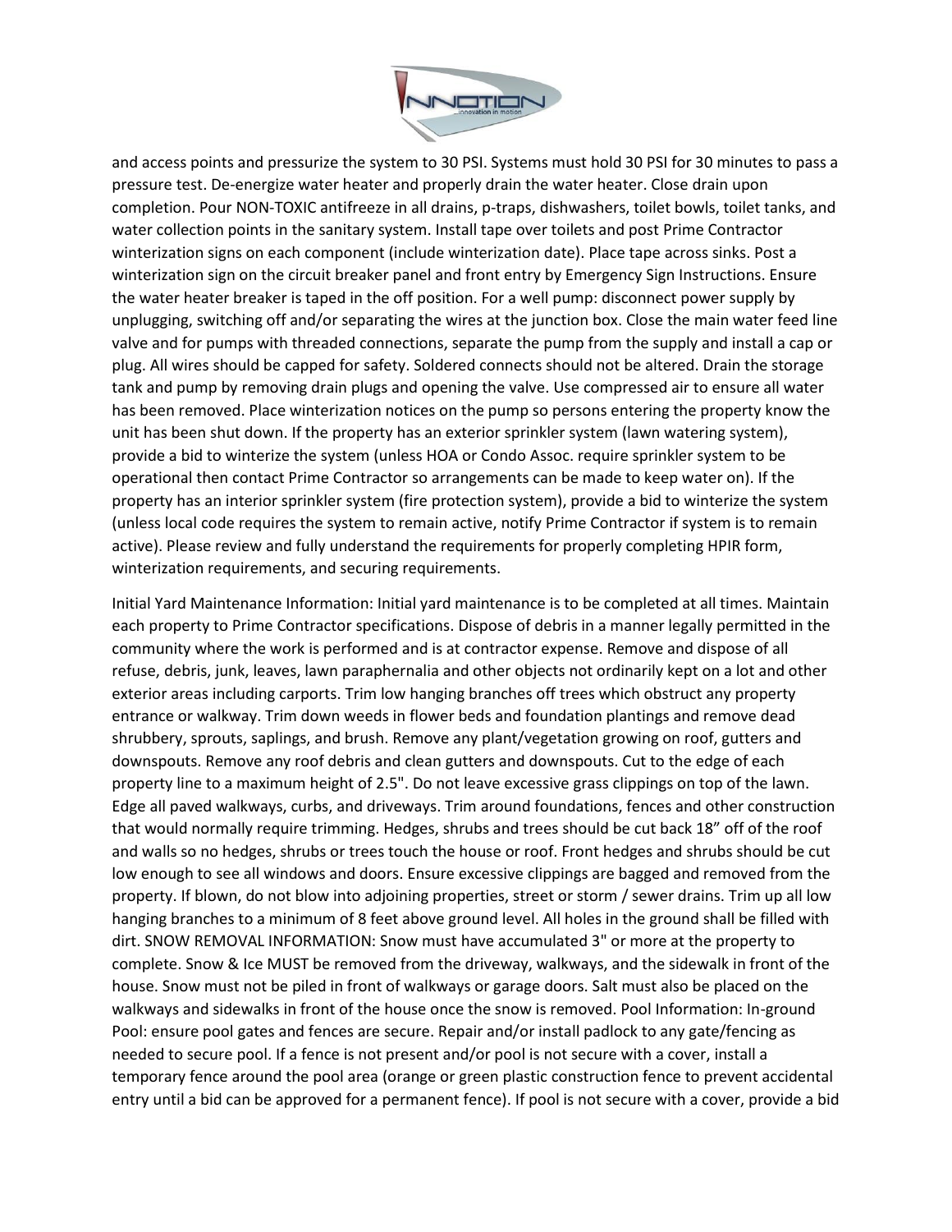and access points and pressurize the system to 30 PSI. Systems must hold 30 PSI for 30 minutes to pass a pressure test. De-energize water heater and properly drain the water heater. Close drain upon completion. Pour NON-TOXIC antifreeze in all drains, p-traps, dishwashers, toilet bowls, toilet tanks, and water collection points in the sanitary system. Install tape over toilets and post Prime Contractor winterization signs on each component (include winterization date). Place tape across sinks. Post a winterization sign on the circuit breaker panel and front entry by Emergency Sign Instructions. Ensure the water heater breaker is taped in the off position. For a well pump: disconnect power supply by unplugging, switching off and/or separating the wires at the junction box. Close the main water feed line valve and for pumps with threaded connections, separate the pump from the supply and install a cap or plug. All wires should be capped for safety. Soldered connects should not be altered. Drain the storage tank and pump by removing drain plugs and opening the valve. Use compressed air to ensure all water has been removed. Place winterization notices on the pump so persons entering the property know the unit has been shut down. If the property has an exterior sprinkler system (lawn watering system), provide a bid to winterize the system (unless HOA or Condo Assoc. require sprinkler system to be operational then contact Prime Contractor so arrangements can be made to keep water on). If the property has an interior sprinkler system (fire protection system), provide a bid to winterize the system (unless local code requires the system to remain active, notify Prime Contractor if system is to remain active). Please review and fully understand the requirements for properly completing HPIR form, winterization requirements, and securing requirements.

Initial Yard Maintenance Information: Initial yard maintenance is to be completed at all times. Maintain each property to Prime Contractor specifications. Dispose of debris in a manner legally permitted in the community where the work is performed and is at contractor expense. Remove and dispose of all refuse, debris, junk, leaves, lawn paraphernalia and other objects not ordinarily kept on a lot and other exterior areas including carports. Trim low hanging branches off trees which obstruct any property entrance or walkway. Trim down weeds in flower beds and foundation plantings and remove dead shrubbery, sprouts, saplings, and brush. Remove any plant/vegetation growing on roof, gutters and downspouts. Remove any roof debris and clean gutters and downspouts. Cut to the edge of each property line to a maximum height of 2.5". Do not leave excessive grass clippings on top of the lawn. Edge all paved walkways, curbs, and driveways. Trim around foundations, fences and other construction that would normally require trimming. Hedges, shrubs and trees should be cut back 18" off of the roof and walls so no hedges, shrubs or trees touch the house or roof. Front hedges and shrubs should be cut low enough to see all windows and doors. Ensure excessive clippings are bagged and removed from the property. If blown, do not blow into adjoining properties, street or storm / sewer drains. Trim up all low hanging branches to a minimum of 8 feet above ground level. All holes in the ground shall be filled with dirt. SNOW REMOVAL INFORMATION: Snow must have accumulated 3" or more at the property to complete. Snow & Ice MUST be removed from the driveway, walkways, and the sidewalk in front of the house. Snow must not be piled in front of walkways or garage doors. Salt must also be placed on the walkways and sidewalks in front of the house once the snow is removed. Pool Information: In-ground Pool: ensure pool gates and fences are secure. Repair and/or install padlock to any gate/fencing as needed to secure pool. If a fence is not present and/or pool is not secure with a cover, install a temporary fence around the pool area (orange or green plastic construction fence to prevent accidental entry until a bid can be approved for a permanent fence). If pool is not secure with a cover, provide a bid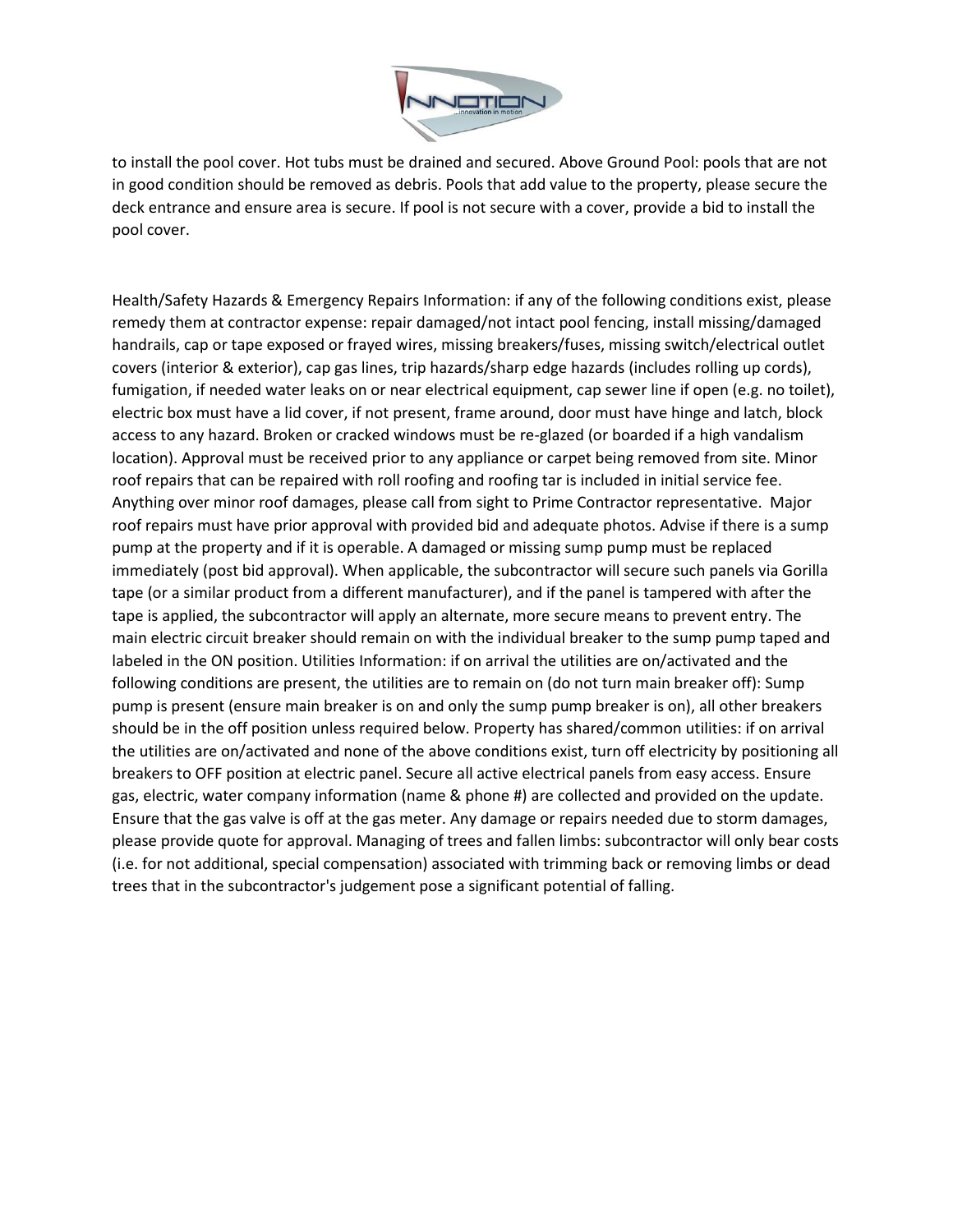to install the pool cover. Hot tubs must be drained and secured. Above Ground Pool: pools that are not in good condition should be removed as debris. Pools that add value to the property, please secure the deck entrance and ensure area is secure. If pool is not secure with a cover, provide a bid to install the pool cover.

Health/Safety Hazards & Emergency Repairs Information: if any of the following conditions exist, please remedy them at contractor expense: repair damaged/not intact pool fencing, install missing/damaged handrails, cap or tape exposed or frayed wires, missing breakers/fuses, missing switch/electrical outlet covers (interior & exterior), cap gas lines, trip hazards/sharp edge hazards (includes rolling up cords), fumigation, if needed water leaks on or near electrical equipment, cap sewer line if open (e.g. no toilet), electric box must have a lid cover, if not present, frame around, door must have hinge and latch, block access to any hazard. Broken or cracked windows must be re-glazed (or boarded if a high vandalism location). Approval must be received prior to any appliance or carpet being removed from site. Minor roof repairs that can be repaired with roll roofing and roofing tar is included in initial service fee. Anything over minor roof damages, please call from sight to Prime Contractor representative. Major roof repairs must have prior approval with provided bid and adequate photos. Advise if there is a sump pump at the property and if it is operable. A damaged or missing sump pump must be replaced immediately (post bid approval). When applicable, the subcontractor will secure such panels via Gorilla tape (or a similar product from a different manufacturer), and if the panel is tampered with after the tape is applied, the subcontractor will apply an alternate, more secure means to prevent entry. The main electric circuit breaker should remain on with the individual breaker to the sump pump taped and labeled in the ON position. Utilities Information: if on arrival the utilities are on/activated and the following conditions are present, the utilities are to remain on (do not turn main breaker off): Sump pump is present (ensure main breaker is on and only the sump pump breaker is on), all other breakers should be in the off position unless required below. Property has shared/common utilities: if on arrival the utilities are on/activated and none of the above conditions exist, turn off electricity by positioning all breakers to OFF position at electric panel. Secure all active electrical panels from easy access. Ensure gas, electric, water company information (name & phone #) are collected and provided on the update. Ensure that the gas valve is off at the gas meter. Any damage or repairs needed due to storm damages, please provide quote for approval. Managing of trees and fallen limbs: subcontractor will only bear costs (i.e. for not additional, special compensation) associated with trimming back or removing limbs or dead trees that in the subcontractor's judgement pose a significant potential of falling.